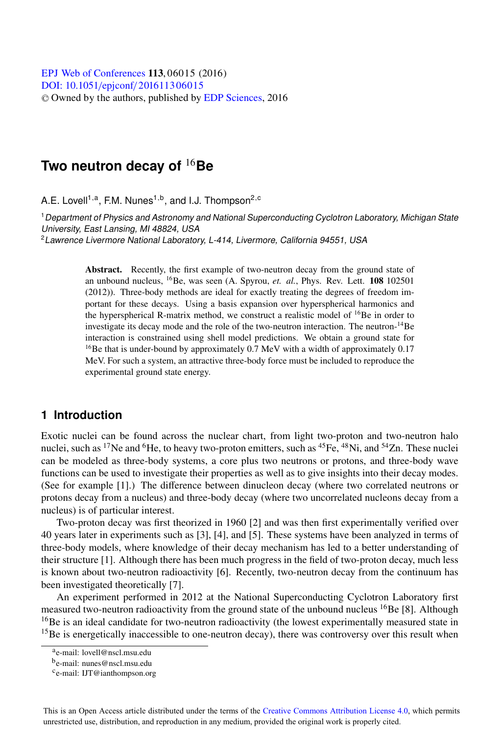# Two neutron decay of $^{16}$Be

A.E. Lovell[1,a], F.M. Nunes[1,b], and I.J. Thompson[2,c]

[1] *Department of Physics and Astronomy and National Superconducting Cyclotron Laboratory, Michigan State University, East Lansing, MI 48824, USA*
[2] *Lawrence Livermore National Laboratory, L-414, Livermore, California 94551, USA*

**Abstract.** Recently, the first example of two-neutron decay from the ground state of an unbound nucleus, $^{16}$Be, was seen (A. Spyrou, *et. al.*, Phys. Rev. Lett. **108** 102501 (2012)). Three-body methods are ideal for exactly treating the degrees of freedom important for these decays. Using a basis expansion over hyperspherical harmonics and the hyperspherical R-matrix method, we construct a realistic model of $^{16}$Be in order to investigate its decay mode and the role of the two-neutron interaction. The neutron-$^{14}$Be interaction is constrained using shell model predictions. We obtain a ground state for $^{16}$Be that is under-bound by approximately 0.7 MeV with a width of approximately 0.17 MeV. For such a system, an attractive three-body force must be included to reproduce the experimental ground state energy.

## 1 Introduction

Exotic nuclei can be found across the nuclear chart, from light two-proton and two-neutron halo nuclei, such as $^{17}$Ne and $^{6}$He, to heavy two-proton emitters, such as $^{45}$Fe, $^{48}$Ni, and $^{54}$Zn. These nuclei can be modeled as three-body systems, a core plus two neutrons or protons, and three-body wave functions can be used to investigate their properties as well as to give insights into their decay modes. (See for example [1].) The difference between dinucleon decay (where two correlated neutrons or protons decay from a nucleus) and three-body decay (where two uncorrelated nucleons decay from a nucleus) is of particular interest.

Two-proton decay was first theorized in 1960 [2] and was then first experimentally verified over 40 years later in experiments such as [3], [4], and [5]. These systems have been analyzed in terms of three-body models, where knowledge of their decay mechanism has led to a better understanding of their structure [1]. Although there has been much progress in the field of two-proton decay, much less is known about two-neutron radioactivity [6]. Recently, two-neutron decay from the continuum has been investigated theoretically [7].

An experiment performed in 2012 at the National Superconducting Cyclotron Laboratory first measured two-neutron radioactivity from the ground state of the unbound nucleus $^{16}$Be [8]. Although $^{16}$Be is an ideal candidate for two-neutron radioactivity (the lowest experimentally measured state in $^{15}$Be is energetically inaccessible to one-neutron decay), there was controversy over this result when

[a] e-mail: lovell@nscl.msu.edu
[b] e-mail: nunes@nscl.msu.edu
[c] e-mail: IJT@ianthompson.org

This is an Open Access article distributed under the terms of the Creative Commons Attribution License 4.0, which permits unrestricted use, distribution, and reproduction in any medium, provided the original work is properly cited.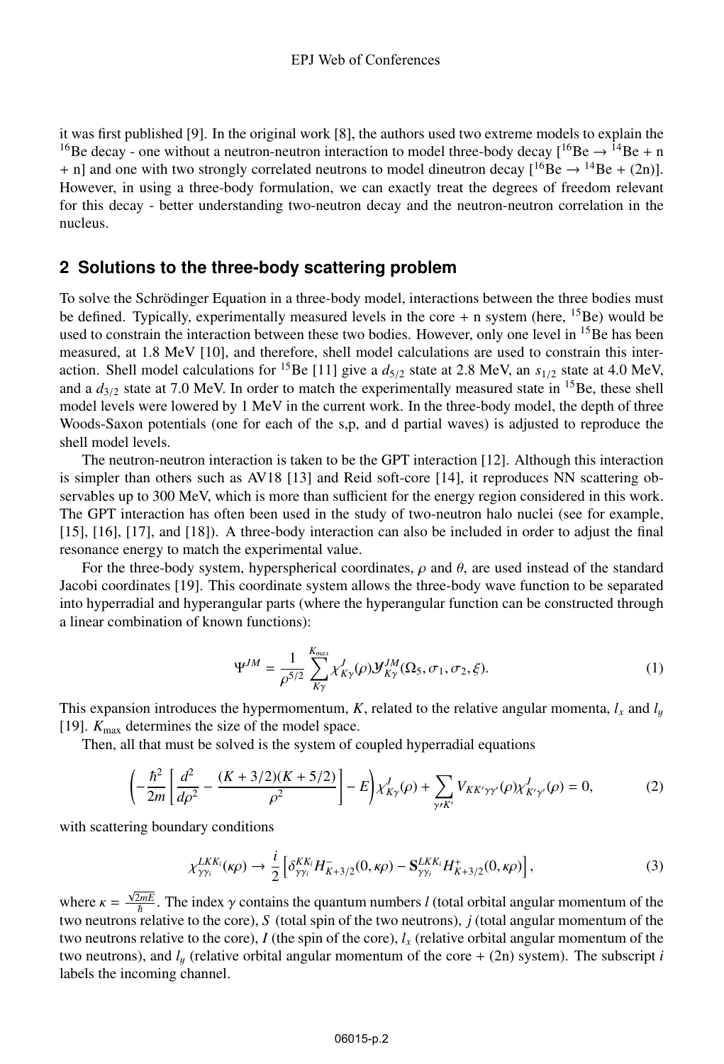it was first published [9]. In the original work [8], the authors used two extreme models to explain the $^{16}$Be decay - one without a neutron-neutron interaction to model three-body decay [$^{16}$Be → $^{14}$Be + n + n] and one with two strongly correlated neutrons to model dineutron decay [$^{16}$Be → $^{14}$Be + (2n)]. However, in using a three-body formulation, we can exactly treat the degrees of freedom relevant for this decay - better understanding two-neutron decay and the neutron-neutron correlation in the nucleus.

## 2 Solutions to the three-body scattering problem

To solve the Schrödinger Equation in a three-body model, interactions between the three bodies must be defined. Typically, experimentally measured levels in the core + n system (here, $^{15}$Be) would be used to constrain the interaction between these two bodies. However, only one level in $^{15}$Be has been measured, at 1.8 MeV [10], and therefore, shell model calculations are used to constrain this interaction. Shell model calculations for $^{15}$Be [11] give a $d_{5/2}$ state at 2.8 MeV, an $s_{1/2}$ state at 4.0 MeV, and a $d_{3/2}$ state at 7.0 MeV. In order to match the experimentally measured state in $^{15}$Be, these shell model levels were lowered by 1 MeV in the current work. In the three-body model, the depth of three Woods-Saxon potentials (one for each of the s,p, and d partial waves) is adjusted to reproduce the shell model levels.

The neutron-neutron interaction is taken to be the GPT interaction [12]. Although this interaction is simpler than others such as AV18 [13] and Reid soft-core [14], it reproduces NN scattering observables up to 300 MeV, which is more than sufficient for the energy region considered in this work. The GPT interaction has often been used in the study of two-neutron halo nuclei (see for example, [15], [16], [17], and [18]). A three-body interaction can also be included in order to adjust the final resonance energy to match the experimental value.

For the three-body system, hyperspherical coordinates, $\rho$ and $\theta$, are used instead of the standard Jacobi coordinates [19]. This coordinate system allows the three-body wave function to be separated into hyperradial and hyperangular parts (where the hyperangular function can be constructed through a linear combination of known functions):

$$\Psi^{JM} = \frac{1}{\rho^{5/2}} \sum_{K\gamma}^{K_{max}} \chi^{J}_{K\gamma}(\rho) \mathcal{Y}^{JM}_{K\gamma}(\Omega_5, \sigma_1, \sigma_2, \xi). \tag{1}$$

This expansion introduces the hypermomentum, $K$, related to the relative angular momenta, $l_x$ and $l_y$ [19]. $K_{\max}$ determines the size of the model space.

Then, all that must be solved is the system of coupled hyperradial equations

$$\left( -\frac{\hbar^2}{2m} \left[ \frac{d^2}{d\rho^2} - \frac{(K+3/2)(K+5/2)}{\rho^2} \right] - E \right) \chi^{J}_{K\gamma}(\rho) + \sum_{\gamma' K'} V_{KK'\gamma\gamma'}(\rho) \chi^{J}_{K'\gamma'}(\rho) = 0, \tag{2}$$

with scattering boundary conditions

$$\chi^{LKK_i}_{\gamma\gamma_i}(\kappa\rho) \rightarrow \frac{i}{2} \left[ \delta^{KK_i}_{\gamma\gamma_i} H^{-}_{K+3/2}(0, \kappa\rho) - \mathbf{S}^{LKK_i}_{\gamma\gamma_i} H^{+}_{K+3/2}(0, \kappa\rho) \right], \tag{3}$$

where $\kappa = \frac{\sqrt{2mE}}{\hbar}$. The index $\gamma$ contains the quantum numbers $l$ (total orbital angular momentum of the two neutrons relative to the core), $S$ (total spin of the two neutrons), $j$ (total angular momentum of the two neutrons relative to the core), $I$ (the spin of the core), $l_x$ (relative orbital angular momentum of the two neutrons), and $l_y$ (relative orbital angular momentum of the core + (2n) system). The subscript $i$ labels the incoming channel.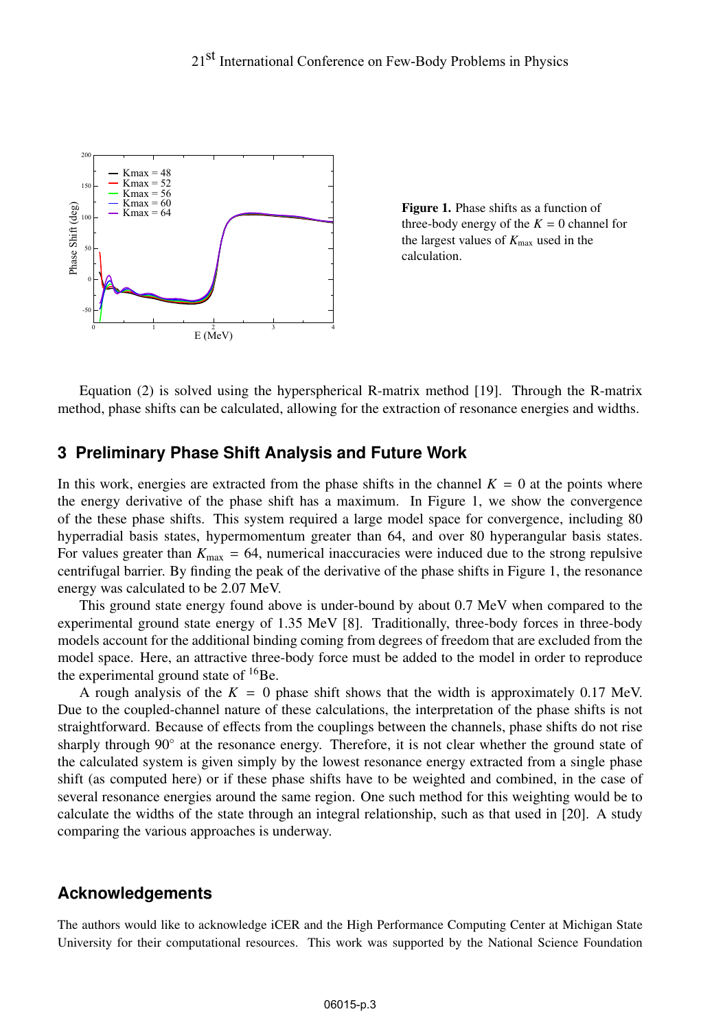**Figure 1.** Phase shifts as a function of three-body energy of the $K = 0$ channel for the largest values of $K_{\max}$ used in the calculation.

Equation (2) is solved using the hyperspherical R-matrix method [19]. Through the R-matrix method, phase shifts can be calculated, allowing for the extraction of resonance energies and widths.

## 3 Preliminary Phase Shift Analysis and Future Work

In this work, energies are extracted from the phase shifts in the channel $K = 0$ at the points where the energy derivative of the phase shift has a maximum. In Figure 1, we show the convergence of the these phase shifts. This system required a large model space for convergence, including 80 hyperradial basis states, hypermomentum greater than 64, and over 80 hyperangular basis states. For values greater than $K_{\max} = 64$, numerical inaccuracies were induced due to the strong repulsive centrifugal barrier. By finding the peak of the derivative of the phase shifts in Figure 1, the resonance energy was calculated to be 2.07 MeV.

This ground state energy found above is under-bound by about 0.7 MeV when compared to the experimental ground state energy of 1.35 MeV [8]. Traditionally, three-body forces in three-body models account for the additional binding coming from degrees of freedom that are excluded from the model space. Here, an attractive three-body force must be added to the model in order to reproduce the experimental ground state of $^{16}$Be.

A rough analysis of the $K = 0$ phase shift shows that the width is approximately 0.17 MeV. Due to the coupled-channel nature of these calculations, the interpretation of the phase shifts is not straightforward. Because of effects from the couplings between the channels, phase shifts do not rise sharply through 90° at the resonance energy. Therefore, it is not clear whether the ground state of the calculated system is given simply by the lowest resonance energy extracted from a single phase shift (as computed here) or if these phase shifts have to be weighted and combined, in the case of several resonance energies around the same region. One such method for this weighting would be to calculate the widths of the state through an integral relationship, such as that used in [20]. A study comparing the various approaches is underway.

## Acknowledgements

The authors would like to acknowledge iCER and the High Performance Computing Center at Michigan State University for their computational resources. This work was supported by the National Science Foundation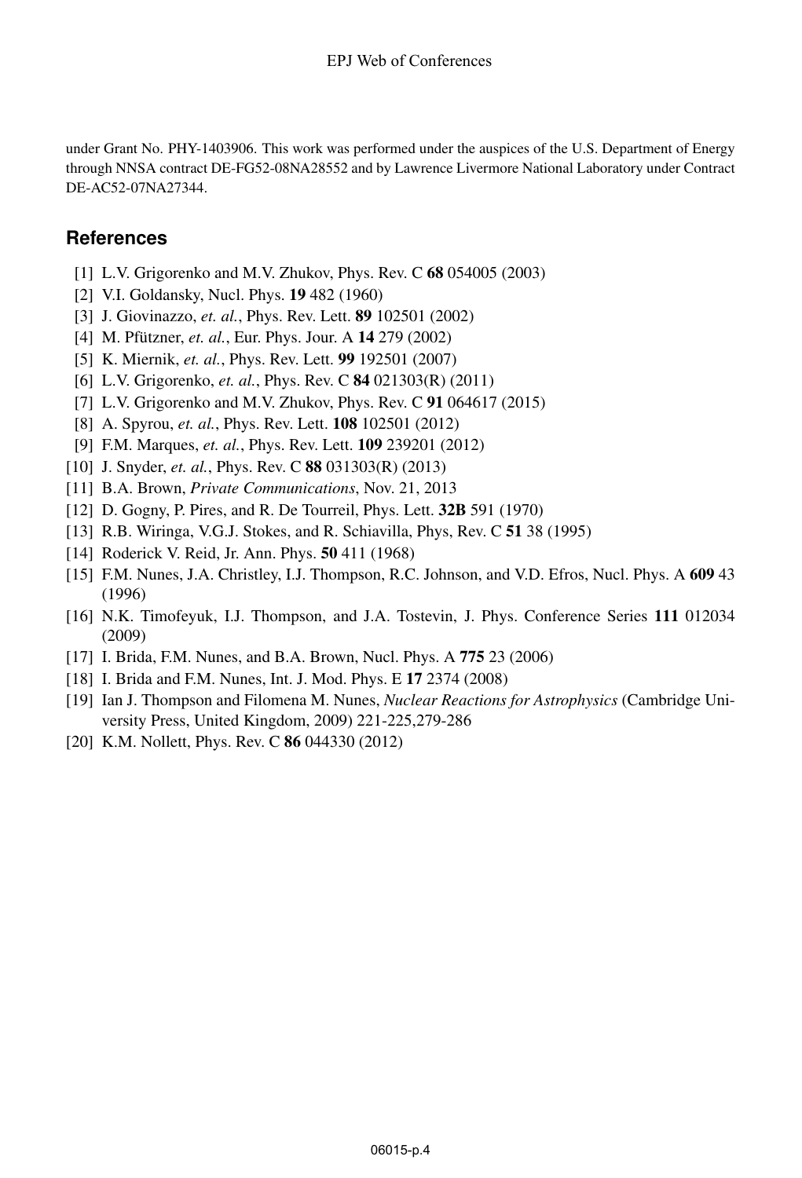under Grant No. PHY-1403906. This work was performed under the auspices of the U.S. Department of Energy through NNSA contract DE-FG52-08NA28552 and by Lawrence Livermore National Laboratory under Contract DE-AC52-07NA27344.

## References

[1] L.V. Grigorenko and M.V. Zhukov, Phys. Rev. C **68** 054005 (2003)

[2] V.I. Goldansky, Nucl. Phys. **19** 482 (1960)

[3] J. Giovinazzo, *et. al.*, Phys. Rev. Lett. **89** 102501 (2002)

[4] M. Pfützner, *et. al.*, Eur. Phys. Jour. A **14** 279 (2002)

[5] K. Miernik, *et. al.*, Phys. Rev. Lett. **99** 192501 (2007)

[6] L.V. Grigorenko, *et. al.*, Phys. Rev. C **84** 021303(R) (2011)

[7] L.V. Grigorenko and M.V. Zhukov, Phys. Rev. C **91** 064617 (2015)

[8] A. Spyrou, *et. al.*, Phys. Rev. Lett. **108** 102501 (2012)

[9] F.M. Marques, *et. al.*, Phys. Rev. Lett. **109** 239201 (2012)

[10] J. Snyder, *et. al.*, Phys. Rev. C **88** 031303(R) (2013)

[11] B.A. Brown, *Private Communications*, Nov. 21, 2013

[12] D. Gogny, P. Pires, and R. De Tourreil, Phys. Lett. **32B** 591 (1970)

[13] R.B. Wiringa, V.G.J. Stokes, and R. Schiavilla, Phys, Rev. C **51** 38 (1995)

[14] Roderick V. Reid, Jr. Ann. Phys. **50** 411 (1968)

[15] F.M. Nunes, J.A. Christley, I.J. Thompson, R.C. Johnson, and V.D. Efros, Nucl. Phys. A **609** 43 (1996)

[16] N.K. Timofeyuk, I.J. Thompson, and J.A. Tostevin, J. Phys. Conference Series **111** 012034 (2009)

[17] I. Brida, F.M. Nunes, and B.A. Brown, Nucl. Phys. A **775** 23 (2006)

[18] I. Brida and F.M. Nunes, Int. J. Mod. Phys. E **17** 2374 (2008)

[19] Ian J. Thompson and Filomena M. Nunes, *Nuclear Reactions for Astrophysics* (Cambridge University Press, United Kingdom, 2009) 221-225,279-286

[20] K.M. Nollett, Phys. Rev. C **86** 044330 (2012)